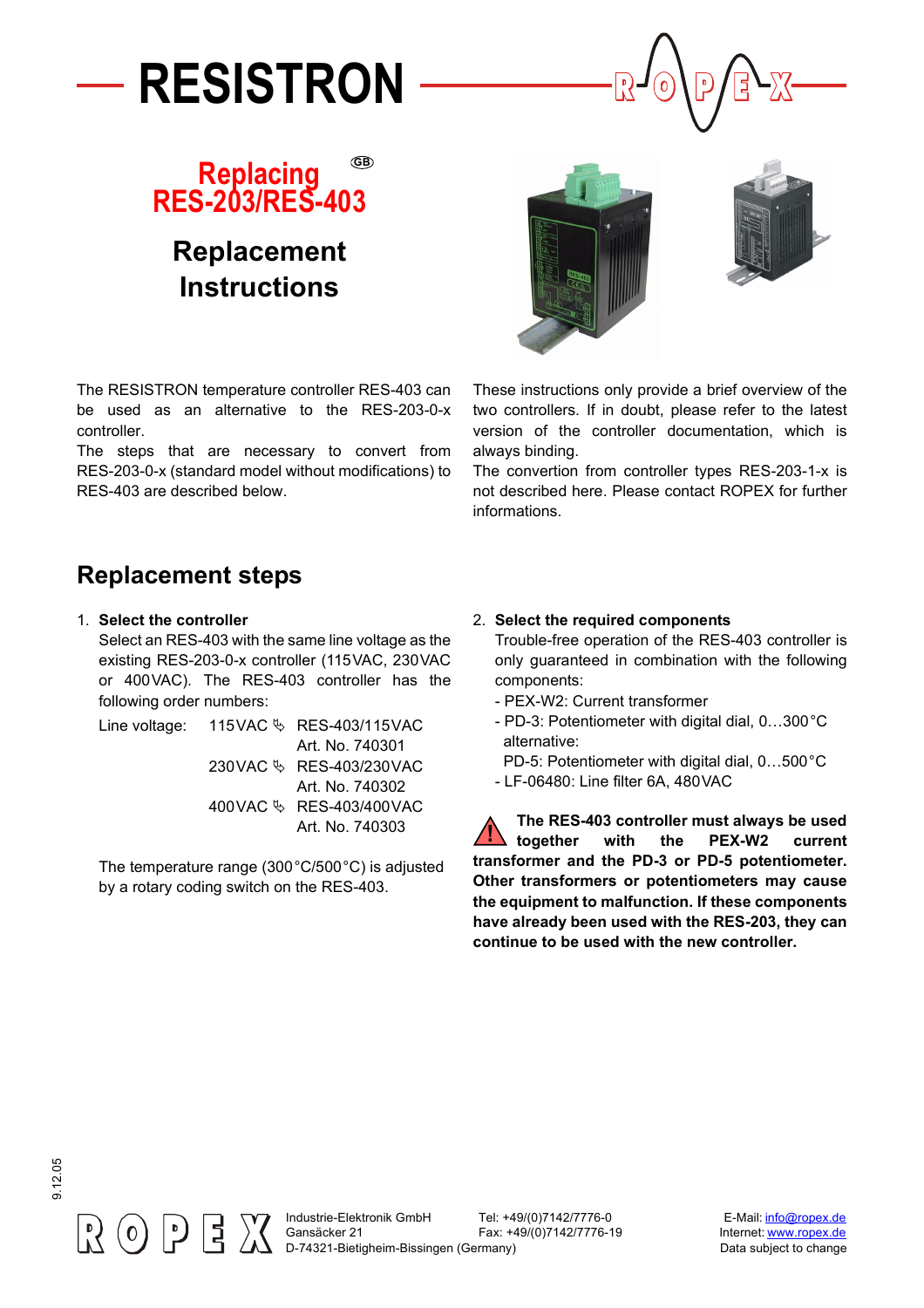# RESISTRON

## Replacing RES-203/RES-403

## Replacement Instructions

The RESISTRON temperature controller RES-403 can be used as an alternative to the RES-203-0-x controller.

The steps that are necessary to convert from RES-203-0-x (standard model without modifications) to RES-403 are described below.

These instructions only provide a brief overview of the two controllers. If in doubt, please refer to the latest version of the controller documentation, which is always binding.

The convertion from controller types RES-203-1-x is not described here. Please contact ROPEX for further informations.

## Replacement steps

1. **Select the controller**

   Select an RES-403 with the same line voltage as the existing RES-203-0-x controller (115VAC, 230VAC or 400VAC). The RES-403 controller has the following order numbers:

   | Line voltage: | | |
   |---|---|---|
   | | 115VAC ✎ | RES-403/115VAC Art. No. 740301 |
   | | 230VAC ✎ | RES-403/230VAC Art. No. 740302 |
   | | 400VAC ✎ | RES-403/400VAC Art. No. 740303 |

   The temperature range (300°C/500°C) is adjusted by a rotary coding switch on the RES-403.

2. **Select the required components**

   Trouble-free operation of the RES-403 controller is only guaranteed in combination with the following components:

   - PEX-W2: Current transformer
   - PD-3: Potentiometer with digital dial, 0…300°C alternative:
     PD-5: Potentiometer with digital dial, 0…500°C
   - LF-06480: Line filter 6A, 480VAC

**The RES-403 controller must always be used together with the PEX-W2 current transformer and the PD-3 or PD-5 potentiometer. Other transformers or potentiometers may cause the equipment to malfunction. If these components have already been used with the RES-203, they can continue to be used with the new controller.**

9.12.05

Industrie-Elektronik GmbH
Gansäcker 21
D-74321-Bietigheim-Bissingen (Germany)

Tel: +49/(0)7142/7776-0
Fax: +49/(0)7142/7776-19

E-Mail: info@ropex.de
Internet: www.ropex.de
Data subject to change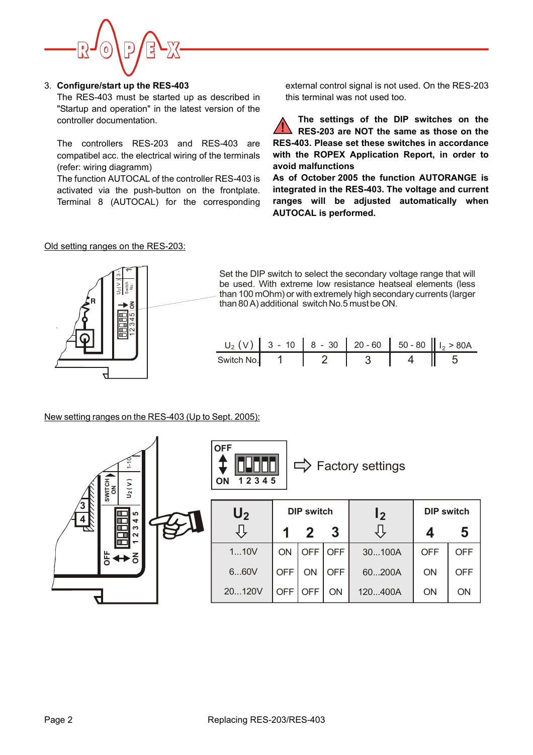3. **Configure/start up the RES-403**

   The RES-403 must be started up as described in "Startup and operation" in the latest version of the controller documentation.

   The controllers RES-203 and RES-403 are compatibel acc. the electrical wiring of the terminals (refer: wiring diagramm)

   The function AUTOCAL of the controller RES-403 is activated via the push-button on the frontplate. Terminal 8 (AUTOCAL) for the corresponding external control signal is not used. On the RES-203 this terminal was not used too.

**The settings of the DIP switches on the RES-203 are NOT the same as those on the RES-403. Please set these switches in accordance with the ROPEX Application Report, in order to avoid malfunctions**

**As of October 2005 the function AUTORANGE is integrated in the RES-403. The voltage and current ranges will be adjusted automatically when AUTOCAL is performed.**

Old setting ranges on the RES-203:

Set the DIP switch to select the secondary voltage range that will be used. With extreme low resistance heatseal elements (less than 100 mOhm) or with extremely high secondary currents (larger than 80 A) additional switch No.5 must be ON.

| $U_2$ (V) | 3 - 10 | 8 - 30 | 20 - 60 | 50 - 80 | $I_2$ > 80A |
|---|---|---|---|---|---|
| Switch No. | 1 | 2 | 3 | 4 | 5 |

New setting ranges on the RES-403 (Up to Sept. 2005):

Factory settings: all switches OFF

| $U_2$ | DIP switch 1 | DIP switch 2 | DIP switch 3 | $I_2$ | DIP switch 4 | DIP switch 5 |
|---|---|---|---|---|---|---|
| 1...10V | ON | OFF | OFF | 30...100A | OFF | OFF |
| 6...60V | OFF | ON | OFF | 60...200A | ON | OFF |
| 20...120V | OFF | OFF | ON | 120...400A | ON | ON |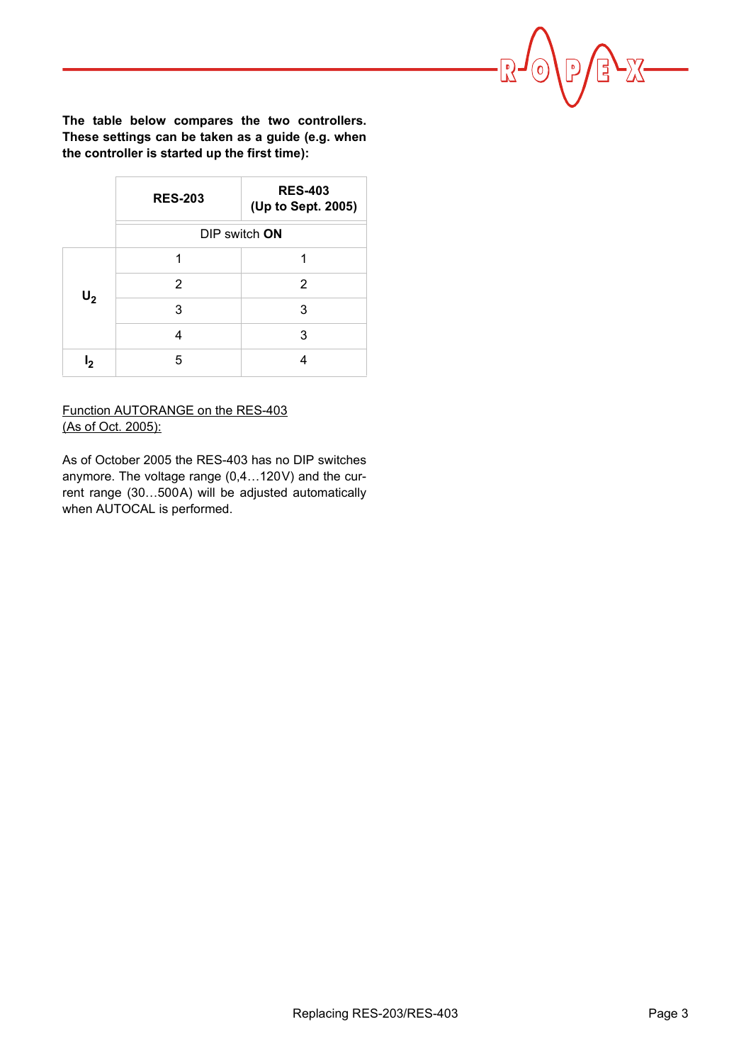**The table below compares the two controllers. These settings can be taken as a guide (e.g. when the controller is started up the first time):**

| | **RES-203** | **RES-403 (Up to Sept. 2005)** |
|---|---|---|
| | DIP switch **ON** | |
| **$U_2$** | 1 | 1 |
| | 2 | 2 |
| | 3 | 3 |
| | 4 | 3 |
| **$I_2$** | 5 | 4 |

<u>Function AUTORANGE on the RES-403 (As of Oct. 2005):</u>

As of October 2005 the RES-403 has no DIP switches anymore. The voltage range (0,4…120V) and the current range (30…500A) will be adjusted automatically when AUTOCAL is performed.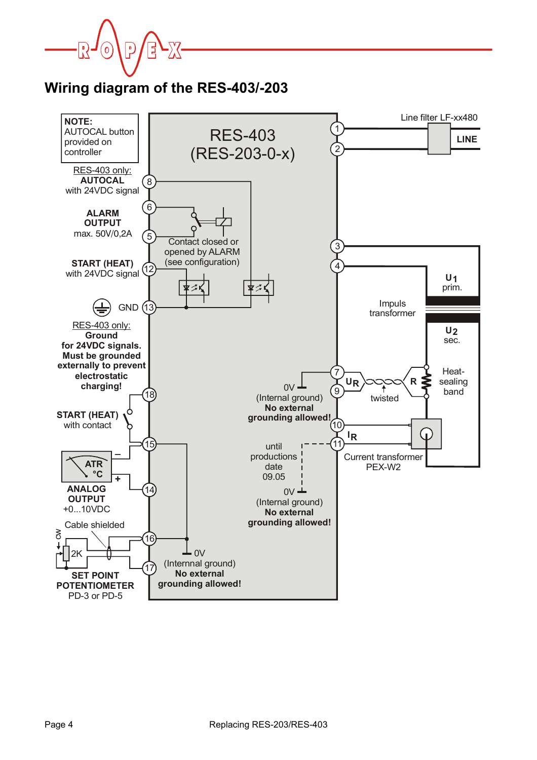# Wiring diagram of the RES-403/-203

RES-403
(RES-203-0-x)

**NOTE:**
AUTOCAL button provided on controller

RES-403 only:
**AUTOCAL**
with 24VDC signal

8

**ALARM OUTPUT**
max. 50V/0,2A

6

5

Contact closed or opened by ALARM (see configuration)

**START (HEAT)**
with 24VDC signal

12

GND

13

RES-403 only:
**Ground for 24VDC signals. Must be grounded externally to prevent electrostatic charging!**

18

**START (HEAT)**
with contact

15

ATR °C

–

+

**ANALOG OUTPUT**
+0...10VDC

14

Cable shielded

cw

2K

16

17

**SET POINT POTENTIOMETER**
PD-3 or PD-5

0V
(Internnal ground)
**No external grounding allowed!**

Line filter LF-xx480

1

2

**LINE**

3

4

$U_1$
prim.

Impuls transformer

$U_2$
sec.

7

9

$U_R$

twisted

R

Heat-sealing band

0V
(Internal ground)
**No external grounding allowed!**

10

11

$I_R$

Current transformer PEX-W2

until productions date 09.05

0V
(Internal ground)
**No external grounding allowed!**